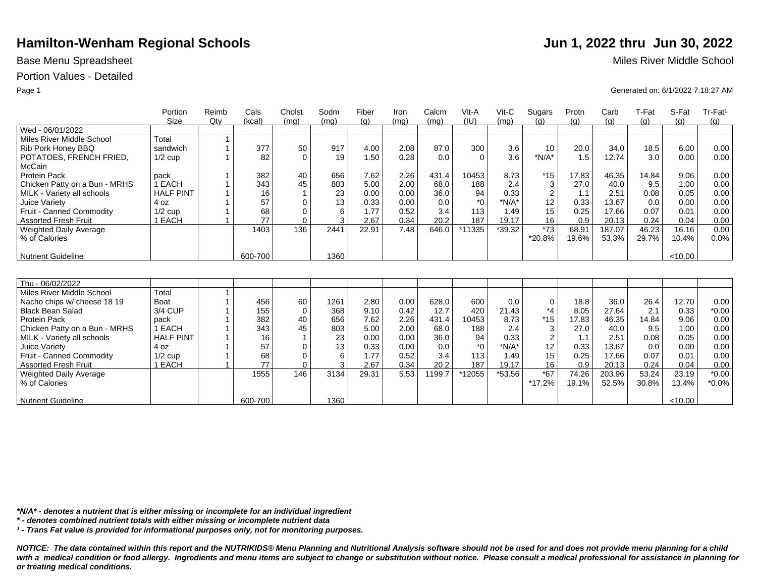# Hamilton-Wenham Regional Schools

**Jun 1, 2022 thru Jun 30, 2022**

Base Menu Spreadsheet

Miles River Middle School

Portion Values - Detailed

Generated on: 6/1/2022 7:18:27 AM

| | Portion Size | Reimb Qty | Cals (kcal) | Cholst (mg) | Sodm (mg) | Fiber (g) | Iron (mg) | Calcm (mg) | Vit-A (IU) | Vit-C (mg) | Sugars (g) | Protn (g) | Carb (g) | T-Fat (g) | S-Fat (g) | Tr-Fat¹ (g) |
|---|---|---|---|---|---|---|---|---|---|---|---|---|---|---|---|---|
| Wed - 06/01/2022 | | | | | | | | | | | | | | | | |
| Miles River Middle School | Total | 1 | | | | | | | | | | | | | | |
| Rib Pork Honey BBQ | sandwich | 1 | 377 | 50 | 917 | 4.00 | 2.08 | 87.0 | 300 | 3.6 | 10 | 20.0 | 34.0 | 18.5 | 6.00 | 0.00 |
| POTATOES, FRENCH FRIED, McCain | 1/2 cup | 1 | 82 | 0 | 19 | 1.50 | 0.28 | 0.0 | 0 | 3.6 | *N/A* | 1.5 | 12.74 | 3.0 | 0.00 | 0.00 |
| Protein Pack | pack | 1 | 382 | 40 | 656 | 7.62 | 2.26 | 431.4 | 10453 | 8.73 | *15 | 17.83 | 46.35 | 14.84 | 9.06 | 0.00 |
| Chicken Patty on a Bun - MRHS | 1 EACH | 1 | 343 | 45 | 803 | 5.00 | 2.00 | 68.0 | 188 | 2.4 | 3 | 27.0 | 40.0 | 9.5 | 1.00 | 0.00 |
| MILK - Variety all schools | HALF PINT | 1 | 16 | 1 | 23 | 0.00 | 0.00 | 36.0 | 94 | 0.33 | 2 | 1.1 | 2.51 | 0.08 | 0.05 | 0.00 |
| Juice Variety | 4 oz | 1 | 57 | 0 | 13 | 0.33 | 0.00 | 0.0 | *0 | *N/A* | 12 | 0.33 | 13.67 | 0.0 | 0.00 | 0.00 |
| Fruit - Canned Commodity | 1/2 cup | 1 | 68 | 0 | 6 | 1.77 | 0.52 | 3.4 | 113 | 1.49 | 15 | 0.25 | 17.66 | 0.07 | 0.01 | 0.00 |
| Assorted Fresh Fruit | 1 EACH | 1 | 77 | 0 | 3 | 2.67 | 0.34 | 20.2 | 187 | 19.17 | 16 | 0.9 | 20.13 | 0.24 | 0.04 | 0.00 |
| Weighted Daily Average | | | 1403 | 136 | 2441 | 22.91 | 7.48 | 646.0 | *11335 | *39.32 | *73 | 68.91 | 187.07 | 46.23 | 16.16 | 0.00 |
| % of Calories | | | | | | | | | | | *20.8% | 19.6% | 53.3% | 29.7% | 10.4% | 0.0% |
| Nutrient Guideline | | | 600-700 | | 1360 | | | | | | | | | | <10.00 | |

| | Portion Size | Reimb Qty | Cals (kcal) | Cholst (mg) | Sodm (mg) | Fiber (g) | Iron (mg) | Calcm (mg) | Vit-A (IU) | Vit-C (mg) | Sugars (g) | Protn (g) | Carb (g) | T-Fat (g) | S-Fat (g) | Tr-Fat¹ (g) |
|---|---|---|---|---|---|---|---|---|---|---|---|---|---|---|---|---|
| Thu - 06/02/2022 | | | | | | | | | | | | | | | | |
| Miles River Middle School | Total | 1 | | | | | | | | | | | | | | |
| Nacho chips w/ cheese 18 19 | Boat | 1 | 456 | 60 | 1261 | 2.80 | 0.00 | 628.0 | 600 | 0.0 | 0 | 18.8 | 36.0 | 26.4 | 12.70 | 0.00 |
| Black Bean Salad | 3/4 CUP | 1 | 155 | 0 | 368 | 9.10 | 0.42 | 12.7 | 420 | 21.43 | *4 | 8.05 | 27.64 | 2.1 | 0.33 | *0.00 |
| Protein Pack | pack | 1 | 382 | 40 | 656 | 7.62 | 2.26 | 431.4 | 10453 | 8.73 | *15 | 17.83 | 46.35 | 14.84 | 9.06 | 0.00 |
| Chicken Patty on a Bun - MRHS | 1 EACH | 1 | 343 | 45 | 803 | 5.00 | 2.00 | 68.0 | 188 | 2.4 | 3 | 27.0 | 40.0 | 9.5 | 1.00 | 0.00 |
| MILK - Variety all schools | HALF PINT | 1 | 16 | 1 | 23 | 0.00 | 0.00 | 36.0 | 94 | 0.33 | 2 | 1.1 | 2.51 | 0.08 | 0.05 | 0.00 |
| Juice Variety | 4 oz | 1 | 57 | 0 | 13 | 0.33 | 0.00 | 0.0 | *0 | *N/A* | 12 | 0.33 | 13.67 | 0.0 | 0.00 | 0.00 |
| Fruit - Canned Commodity | 1/2 cup | 1 | 68 | 0 | 6 | 1.77 | 0.52 | 3.4 | 113 | 1.49 | 15 | 0.25 | 17.66 | 0.07 | 0.01 | 0.00 |
| Assorted Fresh Fruit | 1 EACH | 1 | 77 | 0 | 3 | 2.67 | 0.34 | 20.2 | 187 | 19.17 | 16 | 0.9 | 20.13 | 0.24 | 0.04 | 0.00 |
| Weighted Daily Average | | | 1555 | 146 | 3134 | 29.31 | 5.53 | 1199.7 | *12055 | *53.56 | *67 | 74.26 | 203.96 | 53.24 | 23.19 | *0.00 |
| % of Calories | | | | | | | | | | | *17.2% | 19.1% | 52.5% | 30.8% | 13.4% | *0.0% |
| Nutrient Guideline | | | 600-700 | | 1360 | | | | | | | | | | <10.00 | |

***N/A* - denotes a nutrient that is either missing or incomplete for an individual ingredient**

*** - denotes combined nutrient totals with either missing or incomplete nutrient data**

***¹ - Trans Fat value is provided for informational purposes only, not for monitoring purposes.***

***NOTICE: The data contained within this report and the NUTRIKIDS® Menu Planning and Nutritional Analysis software should not be used for and does not provide menu planning for a child with a medical condition or food allergy. Ingredients and menu items are subject to change or substitution without notice. Please consult a medical professional for assistance in planning for or treating medical conditions.***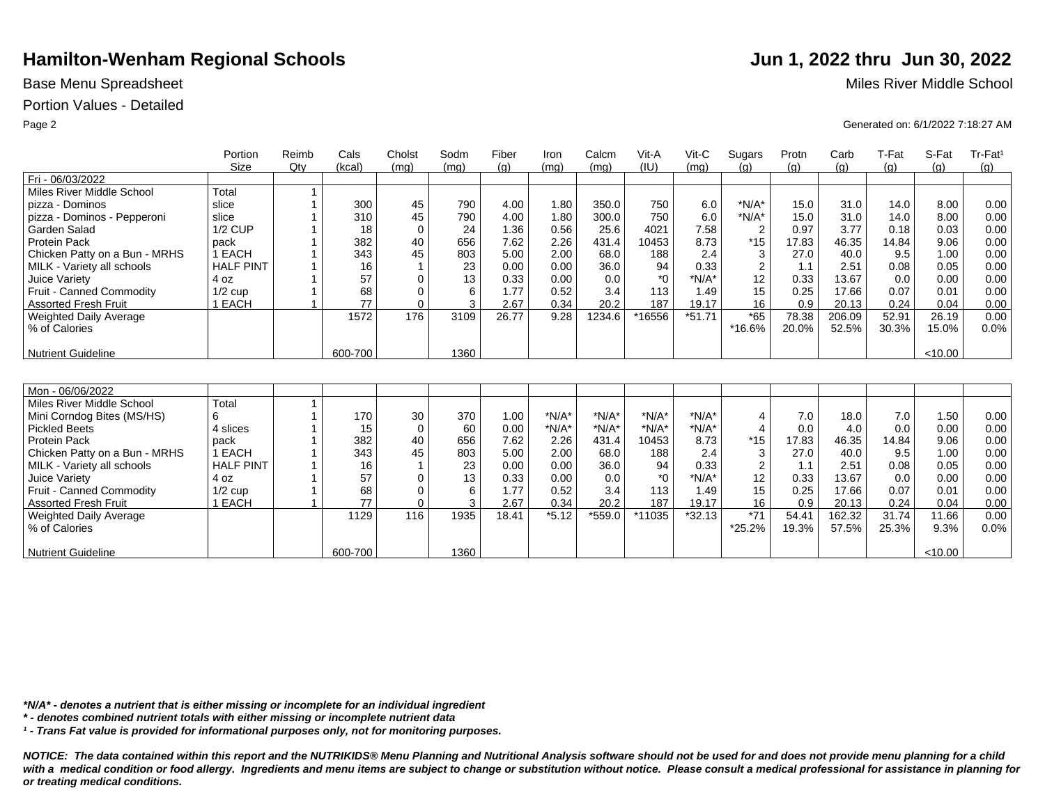# Hamilton-Wenham Regional Schools

**Jun 1, 2022 thru Jun 30, 2022**

Base Menu Spreadsheet

Miles River Middle School

Portion Values - Detailed

Generated on: 6/1/2022 7:18:27 AM

| | Portion Size | Reimb Qty | Cals (kcal) | Cholst (mg) | Sodm (mg) | Fiber (g) | Iron (mg) | Calcm (mg) | Vit-A (IU) | Vit-C (mg) | Sugars (g) | Protn (g) | Carb (g) | T-Fat (g) | S-Fat (g) | Tr-Fat[1] (g) |
|---|---|---|---|---|---|---|---|---|---|---|---|---|---|---|---|---|
| Fri - 06/03/2022 | | | | | | | | | | | | | | | | |
| Miles River Middle School | Total | 1 | | | | | | | | | | | | | | |
| pizza - Dominos | slice | 1 | 300 | 45 | 790 | 4.00 | 1.80 | 350.0 | 750 | 6.0 | *N/A* | 15.0 | 31.0 | 14.0 | 8.00 | 0.00 |
| pizza - Dominos - Pepperoni | slice | 1 | 310 | 45 | 790 | 4.00 | 1.80 | 300.0 | 750 | 6.0 | *N/A* | 15.0 | 31.0 | 14.0 | 8.00 | 0.00 |
| Garden Salad | 1/2 CUP | 1 | 18 | 0 | 24 | 1.36 | 0.56 | 25.6 | 4021 | 7.58 | 2 | 0.97 | 3.77 | 0.18 | 0.03 | 0.00 |
| Protein Pack | pack | 1 | 382 | 40 | 656 | 7.62 | 2.26 | 431.4 | 10453 | 8.73 | *15 | 17.83 | 46.35 | 14.84 | 9.06 | 0.00 |
| Chicken Patty on a Bun - MRHS | 1 EACH | 1 | 343 | 45 | 803 | 5.00 | 2.00 | 68.0 | 188 | 2.4 | 3 | 27.0 | 40.0 | 9.5 | 1.00 | 0.00 |
| MILK - Variety all schools | HALF PINT | 1 | 16 | 1 | 23 | 0.00 | 0.00 | 36.0 | 94 | 0.33 | 2 | 1.1 | 2.51 | 0.08 | 0.05 | 0.00 |
| Juice Variety | 4 oz | 1 | 57 | 0 | 13 | 0.33 | 0.00 | 0.0 | *0 | *N/A* | 12 | 0.33 | 13.67 | 0.0 | 0.00 | 0.00 |
| Fruit - Canned Commodity | 1/2 cup | 1 | 68 | 0 | 6 | 1.77 | 0.52 | 3.4 | 113 | 1.49 | 15 | 0.25 | 17.66 | 0.07 | 0.01 | 0.00 |
| Assorted Fresh Fruit | 1 EACH | 1 | 77 | 0 | 3 | 2.67 | 0.34 | 20.2 | 187 | 19.17 | 16 | 0.9 | 20.13 | 0.24 | 0.04 | 0.00 |
| Weighted Daily Average | | | 1572 | 176 | 3109 | 26.77 | 9.28 | 1234.6 | *16556 | *51.71 | *65 | 78.38 | 206.09 | 52.91 | 26.19 | 0.00 |
| % of Calories | | | | | | | | | | | *16.6% | 20.0% | 52.5% | 30.3% | 15.0% | 0.0% |
| Nutrient Guideline | | | 600-700 | | 1360 | | | | | | | | | | <10.00 | |

| | Portion Size | Reimb Qty | Cals (kcal) | Cholst (mg) | Sodm (mg) | Fiber (g) | Iron (mg) | Calcm (mg) | Vit-A (IU) | Vit-C (mg) | Sugars (g) | Protn (g) | Carb (g) | T-Fat (g) | S-Fat (g) | Tr-Fat[1] (g) |
|---|---|---|---|---|---|---|---|---|---|---|---|---|---|---|---|---|
| Mon - 06/06/2022 | | | | | | | | | | | | | | | | |
| Miles River Middle School | Total | 1 | | | | | | | | | | | | | | |
| Mini Corndog Bites (MS/HS) | 6 | 1 | 170 | 30 | 370 | 1.00 | *N/A* | *N/A* | *N/A* | *N/A* | 4 | 7.0 | 18.0 | 7.0 | 1.50 | 0.00 |
| Pickled Beets | 4 slices | 1 | 15 | 0 | 60 | 0.00 | *N/A* | *N/A* | *N/A* | *N/A* | 4 | 0.0 | 4.0 | 0.0 | 0.00 | 0.00 |
| Protein Pack | pack | 1 | 382 | 40 | 656 | 7.62 | 2.26 | 431.4 | 10453 | 8.73 | *15 | 17.83 | 46.35 | 14.84 | 9.06 | 0.00 |
| Chicken Patty on a Bun - MRHS | 1 EACH | 1 | 343 | 45 | 803 | 5.00 | 2.00 | 68.0 | 188 | 2.4 | 3 | 27.0 | 40.0 | 9.5 | 1.00 | 0.00 |
| MILK - Variety all schools | HALF PINT | 1 | 16 | 1 | 23 | 0.00 | 0.00 | 36.0 | 94 | 0.33 | 2 | 1.1 | 2.51 | 0.08 | 0.05 | 0.00 |
| Juice Variety | 4 oz | 1 | 57 | 0 | 13 | 0.33 | 0.00 | 0.0 | *0 | *N/A* | 12 | 0.33 | 13.67 | 0.0 | 0.00 | 0.00 |
| Fruit - Canned Commodity | 1/2 cup | 1 | 68 | 0 | 6 | 1.77 | 0.52 | 3.4 | 113 | 1.49 | 15 | 0.25 | 17.66 | 0.07 | 0.01 | 0.00 |
| Assorted Fresh Fruit | 1 EACH | 1 | 77 | 0 | 3 | 2.67 | 0.34 | 20.2 | 187 | 19.17 | 16 | 0.9 | 20.13 | 0.24 | 0.04 | 0.00 |
| Weighted Daily Average | | | 1129 | 116 | 1935 | 18.41 | *5.12 | *559.0 | *11035 | *32.13 | *71 | 54.41 | 162.32 | 31.74 | 11.66 | 0.00 |
| % of Calories | | | | | | | | | | | *25.2% | 19.3% | 57.5% | 25.3% | 9.3% | 0.0% |
| Nutrient Guideline | | | 600-700 | | 1360 | | | | | | | | | | <10.00 | |

***N/A* - denotes a nutrient that is either missing or incomplete for an individual ingredient***

*** - denotes combined nutrient totals with either missing or incomplete nutrient data***

***[1] - Trans Fat value is provided for informational purposes only, not for monitoring purposes.***

***NOTICE: The data contained within this report and the NUTRIKIDS® Menu Planning and Nutritional Analysis software should not be used for and does not provide menu planning for a child with a medical condition or food allergy. Ingredients and menu items are subject to change or substitution without notice. Please consult a medical professional for assistance in planning for or treating medical conditions.***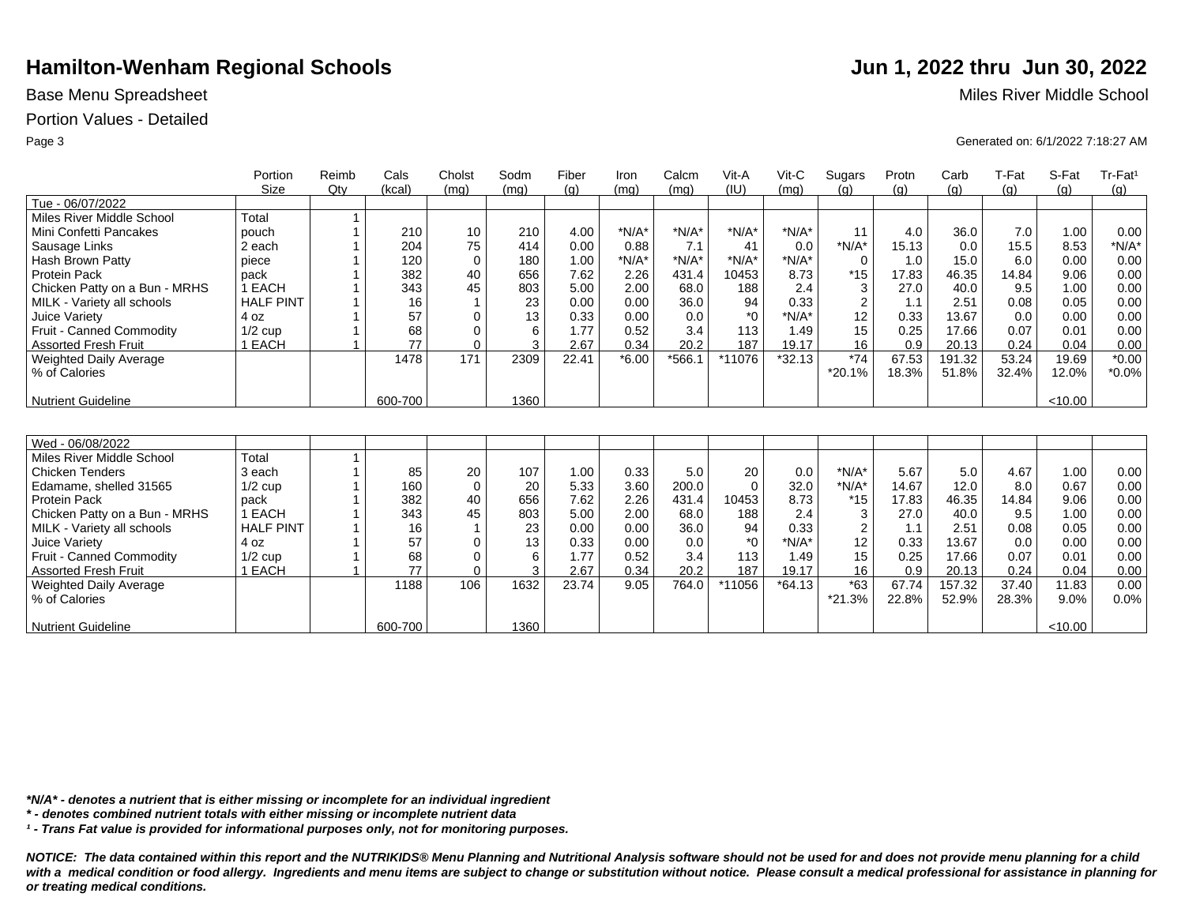# Hamilton-Wenham Regional Schools

**Jun 1, 2022 thru Jun 30, 2022**

Base Menu Spreadsheet

Miles River Middle School

Portion Values - Detailed

Generated on: 6/1/2022 7:18:27 AM

| | Portion Size | Reimb Qty | Cals (kcal) | Cholst (mg) | Sodm (mg) | Fiber (g) | Iron (mg) | Calcm (mg) | Vit-A (IU) | Vit-C (mg) | Sugars (g) | Protn (g) | Carb (g) | T-Fat (g) | S-Fat (g) | Tr-Fat[1] (g) |
|---|---|---|---|---|---|---|---|---|---|---|---|---|---|---|---|---|
| Tue - 06/07/2022 | | | | | | | | | | | | | | | | |
| Miles River Middle School | Total | 1 | | | | | | | | | | | | | | |
| Mini Confetti Pancakes | pouch | 1 | 210 | 10 | 210 | 4.00 | *N/A* | *N/A* | *N/A* | *N/A* | 11 | 4.0 | 36.0 | 7.0 | 1.00 | 0.00 |
| Sausage Links | 2 each | 1 | 204 | 75 | 414 | 0.00 | 0.88 | 7.1 | 41 | 0.0 | *N/A* | 15.13 | 0.0 | 15.5 | 8.53 | *N/A* |
| Hash Brown Patty | piece | 1 | 120 | 0 | 180 | 1.00 | *N/A* | *N/A* | *N/A* | *N/A* | 0 | 1.0 | 15.0 | 6.0 | 0.00 | 0.00 |
| Protein Pack | pack | 1 | 382 | 40 | 656 | 7.62 | 2.26 | 431.4 | 10453 | 8.73 | *15 | 17.83 | 46.35 | 14.84 | 9.06 | 0.00 |
| Chicken Patty on a Bun - MRHS | 1 EACH | 1 | 343 | 45 | 803 | 5.00 | 2.00 | 68.0 | 188 | 2.4 | 3 | 27.0 | 40.0 | 9.5 | 1.00 | 0.00 |
| MILK - Variety all schools | HALF PINT | 1 | 16 | 1 | 23 | 0.00 | 0.00 | 36.0 | 94 | 0.33 | 2 | 1.1 | 2.51 | 0.08 | 0.05 | 0.00 |
| Juice Variety | 4 oz | 1 | 57 | 0 | 13 | 0.33 | 0.00 | 0.0 | *0 | *N/A* | 12 | 0.33 | 13.67 | 0.0 | 0.00 | 0.00 |
| Fruit - Canned Commodity | 1/2 cup | 1 | 68 | 0 | 6 | 1.77 | 0.52 | 3.4 | 113 | 1.49 | 15 | 0.25 | 17.66 | 0.07 | 0.01 | 0.00 |
| Assorted Fresh Fruit | 1 EACH | 1 | 77 | 0 | 3 | 2.67 | 0.34 | 20.2 | 187 | 19.17 | 16 | 0.9 | 20.13 | 0.24 | 0.04 | 0.00 |
| Weighted Daily Average | | | 1478 | 171 | 2309 | 22.41 | *6.00 | *566.1 | *11076 | *32.13 | *74 | 67.53 | 191.32 | 53.24 | 19.69 | *0.00 |
| % of Calories | | | | | | | | | | | *20.1% | 18.3% | 51.8% | 32.4% | 12.0% | *0.0% |
| Nutrient Guideline | | | 600-700 | | 1360 | | | | | | | | | | <10.00 | |

| | Portion Size | Reimb Qty | Cals (kcal) | Cholst (mg) | Sodm (mg) | Fiber (g) | Iron (mg) | Calcm (mg) | Vit-A (IU) | Vit-C (mg) | Sugars (g) | Protn (g) | Carb (g) | T-Fat (g) | S-Fat (g) | Tr-Fat[1] (g) |
|---|---|---|---|---|---|---|---|---|---|---|---|---|---|---|---|---|
| Wed - 06/08/2022 | | | | | | | | | | | | | | | | |
| Miles River Middle School | Total | 1 | | | | | | | | | | | | | | |
| Chicken Tenders | 3 each | 1 | 85 | 20 | 107 | 1.00 | 0.33 | 5.0 | 20 | 0.0 | *N/A* | 5.67 | 5.0 | 4.67 | 1.00 | 0.00 |
| Edamame, shelled 31565 | 1/2 cup | 1 | 160 | 0 | 20 | 5.33 | 3.60 | 200.0 | 0 | 32.0 | *N/A* | 14.67 | 12.0 | 8.0 | 0.67 | 0.00 |
| Protein Pack | pack | 1 | 382 | 40 | 656 | 7.62 | 2.26 | 431.4 | 10453 | 8.73 | *15 | 17.83 | 46.35 | 14.84 | 9.06 | 0.00 |
| Chicken Patty on a Bun - MRHS | 1 EACH | 1 | 343 | 45 | 803 | 5.00 | 2.00 | 68.0 | 188 | 2.4 | 3 | 27.0 | 40.0 | 9.5 | 1.00 | 0.00 |
| MILK - Variety all schools | HALF PINT | 1 | 16 | 1 | 23 | 0.00 | 0.00 | 36.0 | 94 | 0.33 | 2 | 1.1 | 2.51 | 0.08 | 0.05 | 0.00 |
| Juice Variety | 4 oz | 1 | 57 | 0 | 13 | 0.33 | 0.00 | 0.0 | *0 | *N/A* | 12 | 0.33 | 13.67 | 0.0 | 0.00 | 0.00 |
| Fruit - Canned Commodity | 1/2 cup | 1 | 68 | 0 | 6 | 1.77 | 0.52 | 3.4 | 113 | 1.49 | 15 | 0.25 | 17.66 | 0.07 | 0.01 | 0.00 |
| Assorted Fresh Fruit | 1 EACH | 1 | 77 | 0 | 3 | 2.67 | 0.34 | 20.2 | 187 | 19.17 | 16 | 0.9 | 20.13 | 0.24 | 0.04 | 0.00 |
| Weighted Daily Average | | | 1188 | 106 | 1632 | 23.74 | 9.05 | 764.0 | *11056 | *64.13 | *63 | 67.74 | 157.32 | 37.40 | 11.83 | 0.00 |
| % of Calories | | | | | | | | | | | *21.3% | 22.8% | 52.9% | 28.3% | 9.0% | 0.0% |
| Nutrient Guideline | | | 600-700 | | 1360 | | | | | | | | | | <10.00 | |

***N/A* - denotes a nutrient that is either missing or incomplete for an individual ingredient**

*** - denotes combined nutrient totals with either missing or incomplete nutrient data**

***[1] - Trans Fat value is provided for informational purposes only, not for monitoring purposes.***

***NOTICE: The data contained within this report and the NUTRIKIDS® Menu Planning and Nutritional Analysis software should not be used for and does not provide menu planning for a child with a medical condition or food allergy. Ingredients and menu items are subject to change or substitution without notice. Please consult a medical professional for assistance in planning for or treating medical conditions.***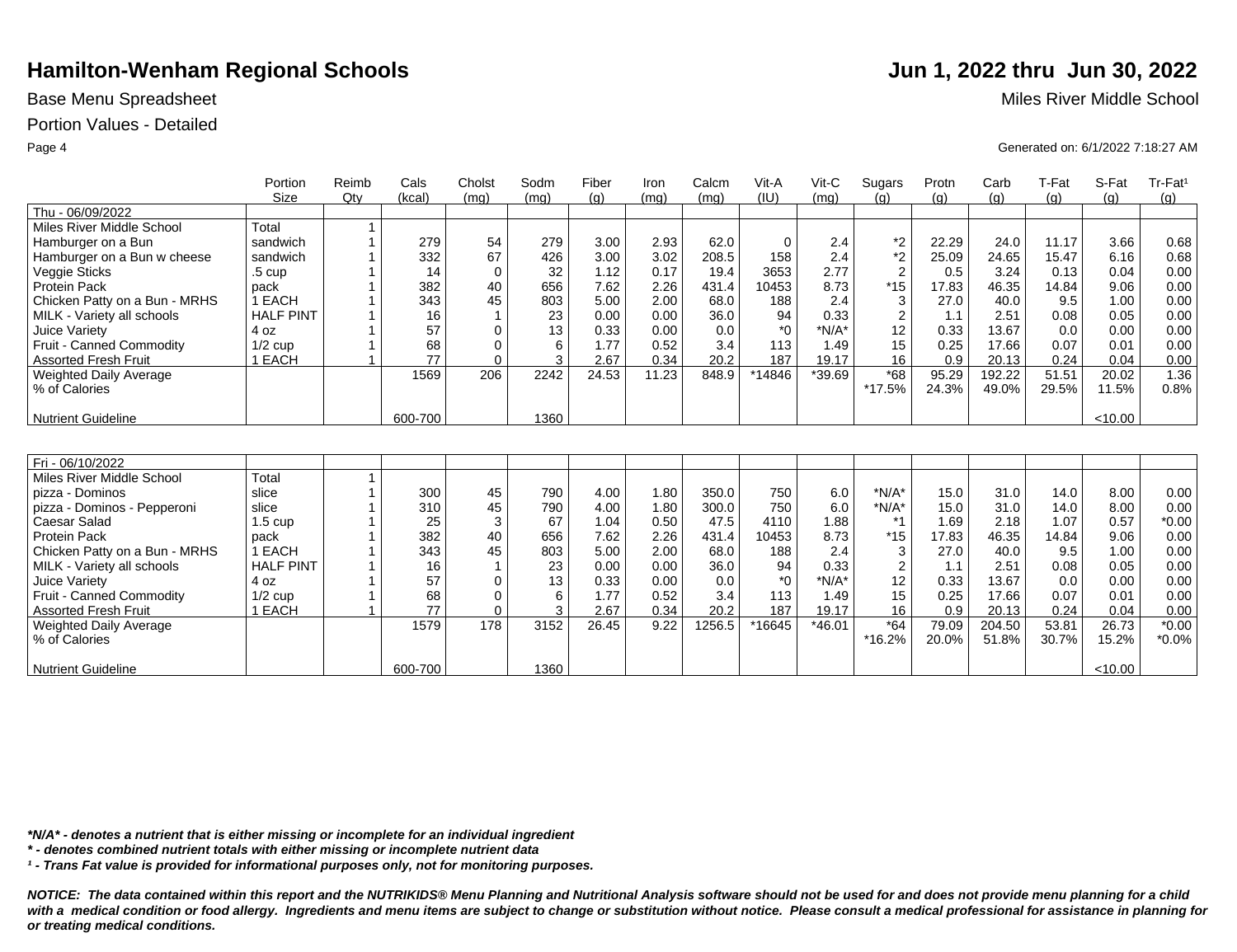# Hamilton-Wenham Regional Schools

**Jun 1, 2022 thru Jun 30, 2022**

Base Menu Spreadsheet

Miles River Middle School

Portion Values - Detailed

Generated on: 6/1/2022 7:18:27 AM

| | Portion Size | Reimb Qty | Cals (kcal) | Cholst (mg) | Sodm (mg) | Fiber (g) | Iron (mg) | Calcm (mg) | Vit-A (IU) | Vit-C (mg) | Sugars (g) | Protn (g) | Carb (g) | T-Fat (g) | S-Fat (g) | Tr-Fat¹ (g) |
|---|---|---|---|---|---|---|---|---|---|---|---|---|---|---|---|---|
| Thu - 06/09/2022 | | | | | | | | | | | | | | | | |
| Miles River Middle School | Total | 1 | | | | | | | | | | | | | | |
| Hamburger on a Bun | sandwich | 1 | 279 | 54 | 279 | 3.00 | 2.93 | 62.0 | 0 | 2.4 | *2 | 22.29 | 24.0 | 11.17 | 3.66 | 0.68 |
| Hamburger on a Bun w cheese | sandwich | 1 | 332 | 67 | 426 | 3.00 | 3.02 | 208.5 | 158 | 2.4 | *2 | 25.09 | 24.65 | 15.47 | 6.16 | 0.68 |
| Veggie Sticks | .5 cup | 1 | 14 | 0 | 32 | 1.12 | 0.17 | 19.4 | 3653 | 2.77 | 2 | 0.5 | 3.24 | 0.13 | 0.04 | 0.00 |
| Protein Pack | pack | 1 | 382 | 40 | 656 | 7.62 | 2.26 | 431.4 | 10453 | 8.73 | *15 | 17.83 | 46.35 | 14.84 | 9.06 | 0.00 |
| Chicken Patty on a Bun - MRHS | 1 EACH | 1 | 343 | 45 | 803 | 5.00 | 2.00 | 68.0 | 188 | 2.4 | 3 | 27.0 | 40.0 | 9.5 | 1.00 | 0.00 |
| MILK - Variety all schools | HALF PINT | 1 | 16 | 1 | 23 | 0.00 | 0.00 | 36.0 | 94 | 0.33 | 2 | 1.1 | 2.51 | 0.08 | 0.05 | 0.00 |
| Juice Variety | 4 oz | 1 | 57 | 0 | 13 | 0.33 | 0.00 | 0.0 | *0 | *N/A* | 12 | 0.33 | 13.67 | 0.0 | 0.00 | 0.00 |
| Fruit - Canned Commodity | 1/2 cup | 1 | 68 | 0 | 6 | 1.77 | 0.52 | 3.4 | 113 | 1.49 | 15 | 0.25 | 17.66 | 0.07 | 0.01 | 0.00 |
| Assorted Fresh Fruit | 1 EACH | 1 | 77 | 0 | 3 | 2.67 | 0.34 | 20.2 | 187 | 19.17 | 16 | 0.9 | 20.13 | 0.24 | 0.04 | 0.00 |
| Weighted Daily Average | | | 1569 | 206 | 2242 | 24.53 | 11.23 | 848.9 | *14846 | *39.69 | *68 | 95.29 | 192.22 | 51.51 | 20.02 | 1.36 |
| % of Calories | | | | | | | | | | | *17.5% | 24.3% | 49.0% | 29.5% | 11.5% | 0.8% |
| Nutrient Guideline | | | 600-700 | | 1360 | | | | | | | | | | <10.00 | |

| | Portion Size | Reimb Qty | Cals (kcal) | Cholst (mg) | Sodm (mg) | Fiber (g) | Iron (mg) | Calcm (mg) | Vit-A (IU) | Vit-C (mg) | Sugars (g) | Protn (g) | Carb (g) | T-Fat (g) | S-Fat (g) | Tr-Fat¹ (g) |
|---|---|---|---|---|---|---|---|---|---|---|---|---|---|---|---|---|
| Fri - 06/10/2022 | | | | | | | | | | | | | | | | |
| Miles River Middle School | Total | 1 | | | | | | | | | | | | | | |
| pizza - Dominos | slice | 1 | 300 | 45 | 790 | 4.00 | 1.80 | 350.0 | 750 | 6.0 | *N/A* | 15.0 | 31.0 | 14.0 | 8.00 | 0.00 |
| pizza - Dominos - Pepperoni | slice | 1 | 310 | 45 | 790 | 4.00 | 1.80 | 300.0 | 750 | 6.0 | *N/A* | 15.0 | 31.0 | 14.0 | 8.00 | 0.00 |
| Caesar Salad | 1.5 cup | 1 | 25 | 3 | 67 | 1.04 | 0.50 | 47.5 | 4110 | 1.88 | *1 | 1.69 | 2.18 | 1.07 | 0.57 | *0.00 |
| Protein Pack | pack | 1 | 382 | 40 | 656 | 7.62 | 2.26 | 431.4 | 10453 | 8.73 | *15 | 17.83 | 46.35 | 14.84 | 9.06 | 0.00 |
| Chicken Patty on a Bun - MRHS | 1 EACH | 1 | 343 | 45 | 803 | 5.00 | 2.00 | 68.0 | 188 | 2.4 | 3 | 27.0 | 40.0 | 9.5 | 1.00 | 0.00 |
| MILK - Variety all schools | HALF PINT | 1 | 16 | 1 | 23 | 0.00 | 0.00 | 36.0 | 94 | 0.33 | 2 | 1.1 | 2.51 | 0.08 | 0.05 | 0.00 |
| Juice Variety | 4 oz | 1 | 57 | 0 | 13 | 0.33 | 0.00 | 0.0 | *0 | *N/A* | 12 | 0.33 | 13.67 | 0.0 | 0.00 | 0.00 |
| Fruit - Canned Commodity | 1/2 cup | 1 | 68 | 0 | 6 | 1.77 | 0.52 | 3.4 | 113 | 1.49 | 15 | 0.25 | 17.66 | 0.07 | 0.01 | 0.00 |
| Assorted Fresh Fruit | 1 EACH | 1 | 77 | 0 | 3 | 2.67 | 0.34 | 20.2 | 187 | 19.17 | 16 | 0.9 | 20.13 | 0.24 | 0.04 | 0.00 |
| Weighted Daily Average | | | 1579 | 178 | 3152 | 26.45 | 9.22 | 1256.5 | *16645 | *46.01 | *64 | 79.09 | 204.50 | 53.81 | 26.73 | *0.00 |
| % of Calories | | | | | | | | | | | *16.2% | 20.0% | 51.8% | 30.7% | 15.2% | *0.0% |
| Nutrient Guideline | | | 600-700 | | 1360 | | | | | | | | | | <10.00 | |

*\*N/A\* - denotes a nutrient that is either missing or incomplete for an individual ingredient*

*\* - denotes combined nutrient totals with either missing or incomplete nutrient data*

*¹ - Trans Fat value is provided for informational purposes only, not for monitoring purposes.*

***NOTICE: The data contained within this report and the NUTRIKIDS® Menu Planning and Nutritional Analysis software should not be used for and does not provide menu planning for a child with a medical condition or food allergy. Ingredients and menu items are subject to change or substitution without notice. Please consult a medical professional for assistance in planning for or treating medical conditions.***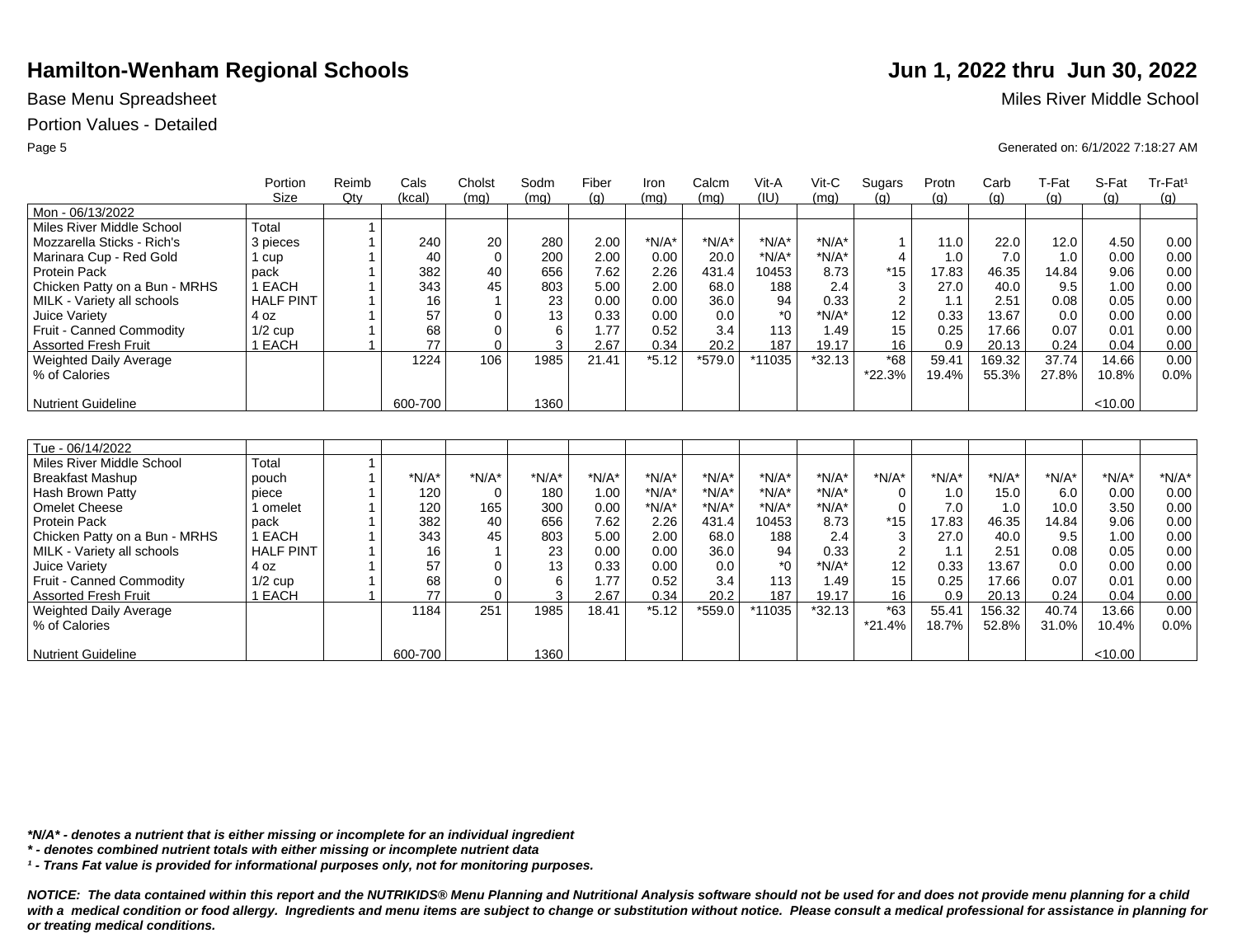# Hamilton-Wenham Regional Schools

**Jun 1, 2022 thru Jun 30, 2022**

Base Menu Spreadsheet

Miles River Middle School

Portion Values - Detailed

Generated on: 6/1/2022 7:18:27 AM

| | Portion Size | Reimb Qty | Cals (kcal) | Cholst (mg) | Sodm (mg) | Fiber (g) | Iron (mg) | Calcm (mg) | Vit-A (IU) | Vit-C (mg) | Sugars (g) | Protn (g) | Carb (g) | T-Fat (g) | S-Fat (g) | Tr-Fat[1] (g) |
|---|---|---|---|---|---|---|---|---|---|---|---|---|---|---|---|---|
| Mon - 06/13/2022 | | | | | | | | | | | | | | | | |
| Miles River Middle School | Total | 1 | | | | | | | | | | | | | | |
| Mozzarella Sticks - Rich's | 3 pieces | 1 | 240 | 20 | 280 | 2.00 | *N/A* | *N/A* | *N/A* | *N/A* | 1 | 11.0 | 22.0 | 12.0 | 4.50 | 0.00 |
| Marinara Cup - Red Gold | 1 cup | 1 | 40 | 0 | 200 | 2.00 | 0.00 | 20.0 | *N/A* | *N/A* | 4 | 1.0 | 7.0 | 1.0 | 0.00 | 0.00 |
| Protein Pack | pack | 1 | 382 | 40 | 656 | 7.62 | 2.26 | 431.4 | 10453 | 8.73 | *15 | 17.83 | 46.35 | 14.84 | 9.06 | 0.00 |
| Chicken Patty on a Bun - MRHS | 1 EACH | 1 | 343 | 45 | 803 | 5.00 | 2.00 | 68.0 | 188 | 2.4 | 3 | 27.0 | 40.0 | 9.5 | 1.00 | 0.00 |
| MILK - Variety all schools | HALF PINT | 1 | 16 | 1 | 23 | 0.00 | 0.00 | 36.0 | 94 | 0.33 | 2 | 1.1 | 2.51 | 0.08 | 0.05 | 0.00 |
| Juice Variety | 4 oz | 1 | 57 | 0 | 13 | 0.33 | 0.00 | 0.0 | *0 | *N/A* | 12 | 0.33 | 13.67 | 0.0 | 0.00 | 0.00 |
| Fruit - Canned Commodity | 1/2 cup | 1 | 68 | 0 | 6 | 1.77 | 0.52 | 3.4 | 113 | 1.49 | 15 | 0.25 | 17.66 | 0.07 | 0.01 | 0.00 |
| Assorted Fresh Fruit | 1 EACH | 1 | 77 | 0 | 3 | 2.67 | 0.34 | 20.2 | 187 | 19.17 | 16 | 0.9 | 20.13 | 0.24 | 0.04 | 0.00 |
| Weighted Daily Average | | | 1224 | 106 | 1985 | 21.41 | *5.12 | *579.0 | *11035 | *32.13 | *68 | 59.41 | 169.32 | 37.74 | 14.66 | 0.00 |
| % of Calories | | | | | | | | | | | *22.3% | 19.4% | 55.3% | 27.8% | 10.8% | 0.0% |
| Nutrient Guideline | | | 600-700 | | 1360 | | | | | | | | | | <10.00 | |

| | Portion Size | Reimb Qty | Cals (kcal) | Cholst (mg) | Sodm (mg) | Fiber (g) | Iron (mg) | Calcm (mg) | Vit-A (IU) | Vit-C (mg) | Sugars (g) | Protn (g) | Carb (g) | T-Fat (g) | S-Fat (g) | Tr-Fat[1] (g) |
|---|---|---|---|---|---|---|---|---|---|---|---|---|---|---|---|---|
| Tue - 06/14/2022 | | | | | | | | | | | | | | | | |
| Miles River Middle School | Total | 1 | | | | | | | | | | | | | | |
| Breakfast Mashup | pouch | 1 | *N/A* | *N/A* | *N/A* | *N/A* | *N/A* | *N/A* | *N/A* | *N/A* | *N/A* | *N/A* | *N/A* | *N/A* | *N/A* | *N/A* |
| Hash Brown Patty | piece | 1 | 120 | 0 | 180 | 1.00 | *N/A* | *N/A* | *N/A* | *N/A* | 0 | 1.0 | 15.0 | 6.0 | 0.00 | 0.00 |
| Omelet Cheese | 1 omelet | 1 | 120 | 165 | 300 | 0.00 | *N/A* | *N/A* | *N/A* | *N/A* | 0 | 7.0 | 1.0 | 10.0 | 3.50 | 0.00 |
| Protein Pack | pack | 1 | 382 | 40 | 656 | 7.62 | 2.26 | 431.4 | 10453 | 8.73 | *15 | 17.83 | 46.35 | 14.84 | 9.06 | 0.00 |
| Chicken Patty on a Bun - MRHS | 1 EACH | 1 | 343 | 45 | 803 | 5.00 | 2.00 | 68.0 | 188 | 2.4 | 3 | 27.0 | 40.0 | 9.5 | 1.00 | 0.00 |
| MILK - Variety all schools | HALF PINT | 1 | 16 | 1 | 23 | 0.00 | 0.00 | 36.0 | 94 | 0.33 | 2 | 1.1 | 2.51 | 0.08 | 0.05 | 0.00 |
| Juice Variety | 4 oz | 1 | 57 | 0 | 13 | 0.33 | 0.00 | 0.0 | *0 | *N/A* | 12 | 0.33 | 13.67 | 0.0 | 0.00 | 0.00 |
| Fruit - Canned Commodity | 1/2 cup | 1 | 68 | 0 | 6 | 1.77 | 0.52 | 3.4 | 113 | 1.49 | 15 | 0.25 | 17.66 | 0.07 | 0.01 | 0.00 |
| Assorted Fresh Fruit | 1 EACH | 1 | 77 | 0 | 3 | 2.67 | 0.34 | 20.2 | 187 | 19.17 | 16 | 0.9 | 20.13 | 0.24 | 0.04 | 0.00 |
| Weighted Daily Average | | | 1184 | 251 | 1985 | 18.41 | *5.12 | *559.0 | *11035 | *32.13 | *63 | 55.41 | 156.32 | 40.74 | 13.66 | 0.00 |
| % of Calories | | | | | | | | | | | *21.4% | 18.7% | 52.8% | 31.0% | 10.4% | 0.0% |
| Nutrient Guideline | | | 600-700 | | 1360 | | | | | | | | | | <10.00 | |

***N/A* - denotes a nutrient that is either missing or incomplete for an individual ingredient***

***\* - denotes combined nutrient totals with either missing or incomplete nutrient data***

***[1] - Trans Fat value is provided for informational purposes only, not for monitoring purposes.***

***NOTICE: The data contained within this report and the NUTRIKIDS® Menu Planning and Nutritional Analysis software should not be used for and does not provide menu planning for a child with a medical condition or food allergy. Ingredients and menu items are subject to change or substitution without notice. Please consult a medical professional for assistance in planning for or treating medical conditions.***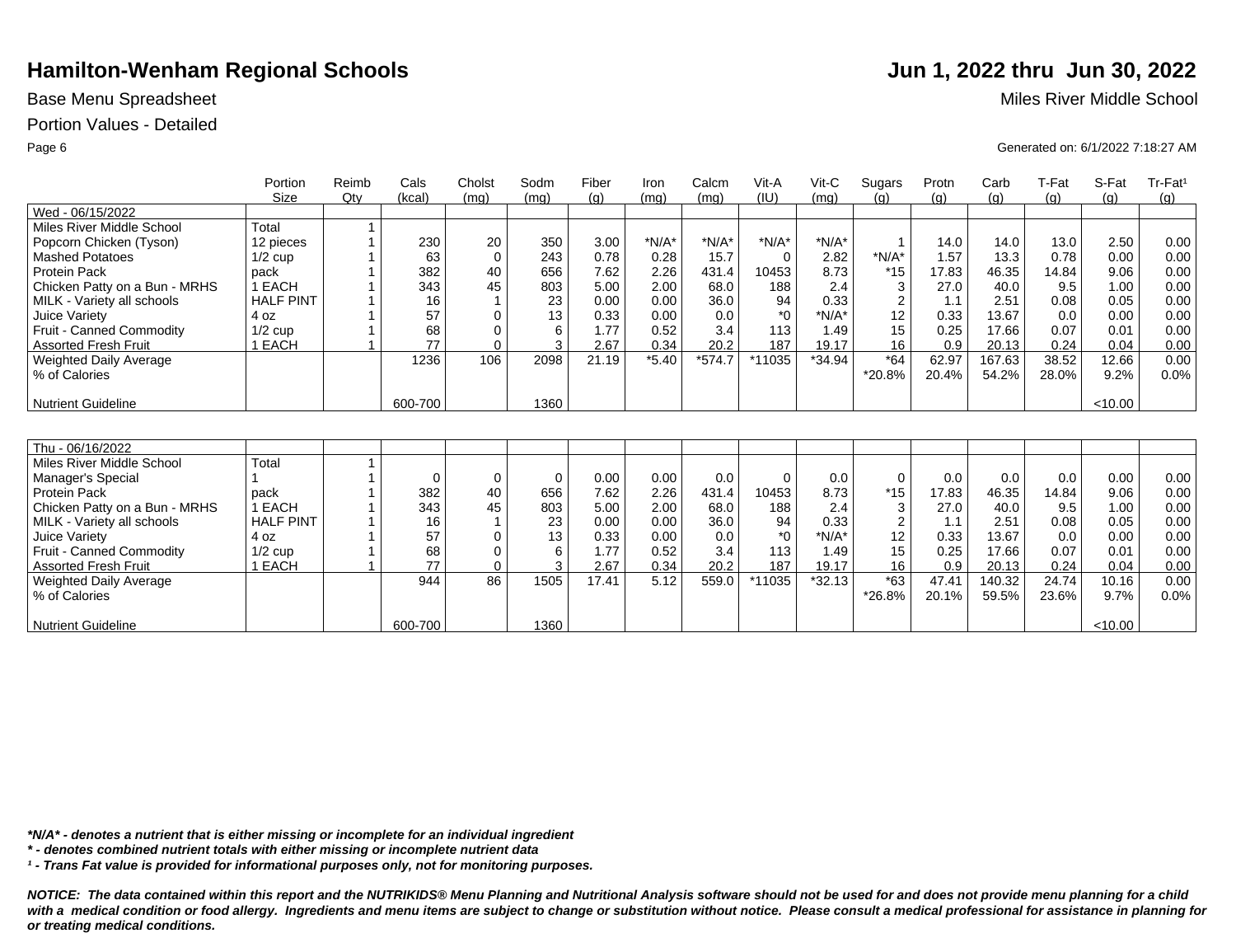# Hamilton-Wenham Regional Schools

**Jun 1, 2022 thru Jun 30, 2022**

Base Menu Spreadsheet

Miles River Middle School

Portion Values - Detailed

Generated on: 6/1/2022 7:18:27 AM

| | Portion Size | Reimb Qty | Cals (kcal) | Cholst (mg) | Sodm (mg) | Fiber (g) | Iron (mg) | Calcm (mg) | Vit-A (IU) | Vit-C (mg) | Sugars (g) | Protn (g) | Carb (g) | T-Fat (g) | S-Fat (g) | Tr-Fat[1] (g) |
|---|---|---|---|---|---|---|---|---|---|---|---|---|---|---|---|---|
| Wed - 06/15/2022 | | | | | | | | | | | | | | | | |
| Miles River Middle School | Total | 1 | | | | | | | | | | | | | | |
| Popcorn Chicken (Tyson) | 12 pieces | 1 | 230 | 20 | 350 | 3.00 | *N/A* | *N/A* | *N/A* | *N/A* | 1 | 14.0 | 14.0 | 13.0 | 2.50 | 0.00 |
| Mashed Potatoes | 1/2 cup | 1 | 63 | 0 | 243 | 0.78 | 0.28 | 15.7 | 0 | 2.82 | *N/A* | 1.57 | 13.3 | 0.78 | 0.00 | 0.00 |
| Protein Pack | pack | 1 | 382 | 40 | 656 | 7.62 | 2.26 | 431.4 | 10453 | 8.73 | *15 | 17.83 | 46.35 | 14.84 | 9.06 | 0.00 |
| Chicken Patty on a Bun - MRHS | 1 EACH | 1 | 343 | 45 | 803 | 5.00 | 2.00 | 68.0 | 188 | 2.4 | 3 | 27.0 | 40.0 | 9.5 | 1.00 | 0.00 |
| MILK - Variety all schools | HALF PINT | 1 | 16 | 1 | 23 | 0.00 | 0.00 | 36.0 | 94 | 0.33 | 2 | 1.1 | 2.51 | 0.08 | 0.05 | 0.00 |
| Juice Variety | 4 oz | 1 | 57 | 0 | 13 | 0.33 | 0.00 | 0.0 | *0 | *N/A* | 12 | 0.33 | 13.67 | 0.0 | 0.00 | 0.00 |
| Fruit - Canned Commodity | 1/2 cup | 1 | 68 | 0 | 6 | 1.77 | 0.52 | 3.4 | 113 | 1.49 | 15 | 0.25 | 17.66 | 0.07 | 0.01 | 0.00 |
| Assorted Fresh Fruit | 1 EACH | 1 | 77 | 0 | 3 | 2.67 | 0.34 | 20.2 | 187 | 19.17 | 16 | 0.9 | 20.13 | 0.24 | 0.04 | 0.00 |
| Weighted Daily Average | | | 1236 | 106 | 2098 | 21.19 | *5.40 | *574.7 | *11035 | *34.94 | *64 | 62.97 | 167.63 | 38.52 | 12.66 | 0.00 |
| % of Calories | | | | | | | | | | | *20.8% | 20.4% | 54.2% | 28.0% | 9.2% | 0.0% |
| Nutrient Guideline | | | 600-700 | | 1360 | | | | | | | | | | <10.00 | |

| | Portion Size | Reimb Qty | Cals (kcal) | Cholst (mg) | Sodm (mg) | Fiber (g) | Iron (mg) | Calcm (mg) | Vit-A (IU) | Vit-C (mg) | Sugars (g) | Protn (g) | Carb (g) | T-Fat (g) | S-Fat (g) | Tr-Fat[1] (g) |
|---|---|---|---|---|---|---|---|---|---|---|---|---|---|---|---|---|
| Thu - 06/16/2022 | | | | | | | | | | | | | | | | |
| Miles River Middle School | Total | 1 | | | | | | | | | | | | | | |
| Manager's Special | 1 | 1 | 0 | 0 | 0 | 0.00 | 0.00 | 0.0 | 0 | 0.0 | 0 | 0.0 | 0.0 | 0.0 | 0.00 | 0.00 |
| Protein Pack | pack | 1 | 382 | 40 | 656 | 7.62 | 2.26 | 431.4 | 10453 | 8.73 | *15 | 17.83 | 46.35 | 14.84 | 9.06 | 0.00 |
| Chicken Patty on a Bun - MRHS | 1 EACH | 1 | 343 | 45 | 803 | 5.00 | 2.00 | 68.0 | 188 | 2.4 | 3 | 27.0 | 40.0 | 9.5 | 1.00 | 0.00 |
| MILK - Variety all schools | HALF PINT | 1 | 16 | 1 | 23 | 0.00 | 0.00 | 36.0 | 94 | 0.33 | 2 | 1.1 | 2.51 | 0.08 | 0.05 | 0.00 |
| Juice Variety | 4 oz | 1 | 57 | 0 | 13 | 0.33 | 0.00 | 0.0 | *0 | *N/A* | 12 | 0.33 | 13.67 | 0.0 | 0.00 | 0.00 |
| Fruit - Canned Commodity | 1/2 cup | 1 | 68 | 0 | 6 | 1.77 | 0.52 | 3.4 | 113 | 1.49 | 15 | 0.25 | 17.66 | 0.07 | 0.01 | 0.00 |
| Assorted Fresh Fruit | 1 EACH | 1 | 77 | 0 | 3 | 2.67 | 0.34 | 20.2 | 187 | 19.17 | 16 | 0.9 | 20.13 | 0.24 | 0.04 | 0.00 |
| Weighted Daily Average | | | 944 | 86 | 1505 | 17.41 | 5.12 | 559.0 | *11035 | *32.13 | *63 | 47.41 | 140.32 | 24.74 | 10.16 | 0.00 |
| % of Calories | | | | | | | | | | | *26.8% | 20.1% | 59.5% | 23.6% | 9.7% | 0.0% |
| Nutrient Guideline | | | 600-700 | | 1360 | | | | | | | | | | <10.00 | |

***N/A* - denotes a nutrient that is either missing or incomplete for an individual ingredient***

**\* - denotes combined nutrient totals with either missing or incomplete nutrient data**

***¹ - Trans Fat value is provided for informational purposes only, not for monitoring purposes.***

***NOTICE: The data contained within this report and the NUTRIKIDS® Menu Planning and Nutritional Analysis software should not be used for and does not provide menu planning for a child with a medical condition or food allergy. Ingredients and menu items are subject to change or substitution without notice. Please consult a medical professional for assistance in planning for or treating medical conditions.***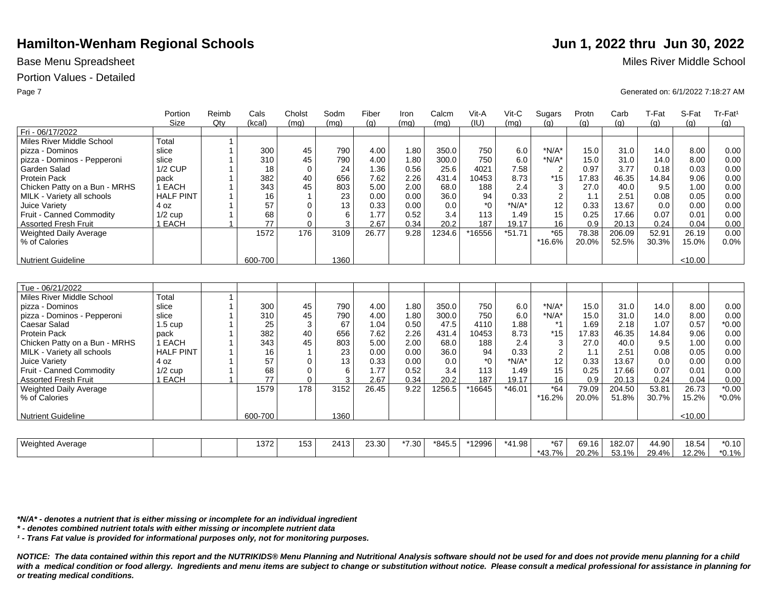# Hamilton-Wenham Regional Schools

**Jun 1, 2022 thru Jun 30, 2022**

Base Menu Spreadsheet

Miles River Middle School

Portion Values - Detailed

Generated on: 6/1/2022 7:18:27 AM

| | Portion Size | Reimb Qty | Cals (kcal) | Cholst (mg) | Sodm (mg) | Fiber (g) | Iron (mg) | Calcm (mg) | Vit-A (IU) | Vit-C (mg) | Sugars (g) | Protn (g) | Carb (g) | T-Fat (g) | S-Fat (g) | Tr-Fat[1] (g) |
|---|---|---|---|---|---|---|---|---|---|---|---|---|---|---|---|---|
| Fri - 06/17/2022 | | | | | | | | | | | | | | | | |
| Miles River Middle School | Total | 1 | | | | | | | | | | | | | | |
| pizza - Dominos | slice | 1 | 300 | 45 | 790 | 4.00 | 1.80 | 350.0 | 750 | 6.0 | *N/A* | 15.0 | 31.0 | 14.0 | 8.00 | 0.00 |
| pizza - Dominos - Pepperoni | slice | 1 | 310 | 45 | 790 | 4.00 | 1.80 | 300.0 | 750 | 6.0 | *N/A* | 15.0 | 31.0 | 14.0 | 8.00 | 0.00 |
| Garden Salad | 1/2 CUP | 1 | 18 | 0 | 24 | 1.36 | 0.56 | 25.6 | 4021 | 7.58 | 2 | 0.97 | 3.77 | 0.18 | 0.03 | 0.00 |
| Protein Pack | pack | 1 | 382 | 40 | 656 | 7.62 | 2.26 | 431.4 | 10453 | 8.73 | *15 | 17.83 | 46.35 | 14.84 | 9.06 | 0.00 |
| Chicken Patty on a Bun - MRHS | 1 EACH | 1 | 343 | 45 | 803 | 5.00 | 2.00 | 68.0 | 188 | 2.4 | 3 | 27.0 | 40.0 | 9.5 | 1.00 | 0.00 |
| MILK - Variety all schools | HALF PINT | 1 | 16 | 1 | 23 | 0.00 | 0.00 | 36.0 | 94 | 0.33 | 2 | 1.1 | 2.51 | 0.08 | 0.05 | 0.00 |
| Juice Variety | 4 oz | 1 | 57 | 0 | 13 | 0.33 | 0.00 | 0.0 | *0 | *N/A* | 12 | 0.33 | 13.67 | 0.0 | 0.00 | 0.00 |
| Fruit - Canned Commodity | 1/2 cup | 1 | 68 | 0 | 6 | 1.77 | 0.52 | 3.4 | 113 | 1.49 | 15 | 0.25 | 17.66 | 0.07 | 0.01 | 0.00 |
| Assorted Fresh Fruit | 1 EACH | 1 | 77 | 0 | 3 | 2.67 | 0.34 | 20.2 | 187 | 19.17 | 16 | 0.9 | 20.13 | 0.24 | 0.04 | 0.00 |
| Weighted Daily Average | | | 1572 | 176 | 3109 | 26.77 | 9.28 | 1234.6 | *16556 | *51.71 | *65 | 78.38 | 206.09 | 52.91 | 26.19 | 0.00 |
| % of Calories | | | | | | | | | | | *16.6% | 20.0% | 52.5% | 30.3% | 15.0% | 0.0% |
| Nutrient Guideline | | | 600-700 | | 1360 | | | | | | | | | | <10.00 | |

| | Portion Size | Reimb Qty | Cals (kcal) | Cholst (mg) | Sodm (mg) | Fiber (g) | Iron (mg) | Calcm (mg) | Vit-A (IU) | Vit-C (mg) | Sugars (g) | Protn (g) | Carb (g) | T-Fat (g) | S-Fat (g) | Tr-Fat[1] (g) |
|---|---|---|---|---|---|---|---|---|---|---|---|---|---|---|---|---|
| Tue - 06/21/2022 | | | | | | | | | | | | | | | | |
| Miles River Middle School | Total | 1 | | | | | | | | | | | | | | |
| pizza - Dominos | slice | 1 | 300 | 45 | 790 | 4.00 | 1.80 | 350.0 | 750 | 6.0 | *N/A* | 15.0 | 31.0 | 14.0 | 8.00 | 0.00 |
| pizza - Dominos - Pepperoni | slice | 1 | 310 | 45 | 790 | 4.00 | 1.80 | 300.0 | 750 | 6.0 | *N/A* | 15.0 | 31.0 | 14.0 | 8.00 | 0.00 |
| Caesar Salad | 1.5 cup | 1 | 25 | 3 | 67 | 1.04 | 0.50 | 47.5 | 4110 | 1.88 | *1 | 1.69 | 2.18 | 1.07 | 0.57 | *0.00 |
| Protein Pack | pack | 1 | 382 | 40 | 656 | 7.62 | 2.26 | 431.4 | 10453 | 8.73 | *15 | 17.83 | 46.35 | 14.84 | 9.06 | 0.00 |
| Chicken Patty on a Bun - MRHS | 1 EACH | 1 | 343 | 45 | 803 | 5.00 | 2.00 | 68.0 | 188 | 2.4 | 3 | 27.0 | 40.0 | 9.5 | 1.00 | 0.00 |
| MILK - Variety all schools | HALF PINT | 1 | 16 | 1 | 23 | 0.00 | 0.00 | 36.0 | 94 | 0.33 | 2 | 1.1 | 2.51 | 0.08 | 0.05 | 0.00 |
| Juice Variety | 4 oz | 1 | 57 | 0 | 13 | 0.33 | 0.00 | 0.0 | *0 | *N/A* | 12 | 0.33 | 13.67 | 0.0 | 0.00 | 0.00 |
| Fruit - Canned Commodity | 1/2 cup | 1 | 68 | 0 | 6 | 1.77 | 0.52 | 3.4 | 113 | 1.49 | 15 | 0.25 | 17.66 | 0.07 | 0.01 | 0.00 |
| Assorted Fresh Fruit | 1 EACH | 1 | 77 | 0 | 3 | 2.67 | 0.34 | 20.2 | 187 | 19.17 | 16 | 0.9 | 20.13 | 0.24 | 0.04 | 0.00 |
| Weighted Daily Average | | | 1579 | 178 | 3152 | 26.45 | 9.22 | 1256.5 | *16645 | *46.01 | *64 | 79.09 | 204.50 | 53.81 | 26.73 | *0.00 |
| % of Calories | | | | | | | | | | | *16.2% | 20.0% | 51.8% | 30.7% | 15.2% | *0.0% |
| Nutrient Guideline | | | 600-700 | | 1360 | | | | | | | | | | <10.00 | |

| | Portion Size | Reimb Qty | Cals (kcal) | Cholst (mg) | Sodm (mg) | Fiber (g) | Iron (mg) | Calcm (mg) | Vit-A (IU) | Vit-C (mg) | Sugars (g) | Protn (g) | Carb (g) | T-Fat (g) | S-Fat (g) | Tr-Fat[1] (g) |
|---|---|---|---|---|---|---|---|---|---|---|---|---|---|---|---|---|
| Weighted Average | | | 1372 | 153 | 2413 | 23.30 | *7.30 | *845.5 | *12996 | *41.98 | *67 | 69.16 | 182.07 | 44.90 | 18.54 | *0.10 |
| | | | | | | | | | | | *43.7% | 20.2% | 53.1% | 29.4% | 12.2% | *0.1% |

***N/A* - denotes a nutrient that is either missing or incomplete for an individual ingredient***

***\* - denotes combined nutrient totals with either missing or incomplete nutrient data***

***[1] - Trans Fat value is provided for informational purposes only, not for monitoring purposes.***

***NOTICE: The data contained within this report and the NUTRIKIDS® Menu Planning and Nutritional Analysis software should not be used for and does not provide menu planning for a child with a medical condition or food allergy. Ingredients and menu items are subject to change or substitution without notice. Please consult a medical professional for assistance in planning for or treating medical conditions.***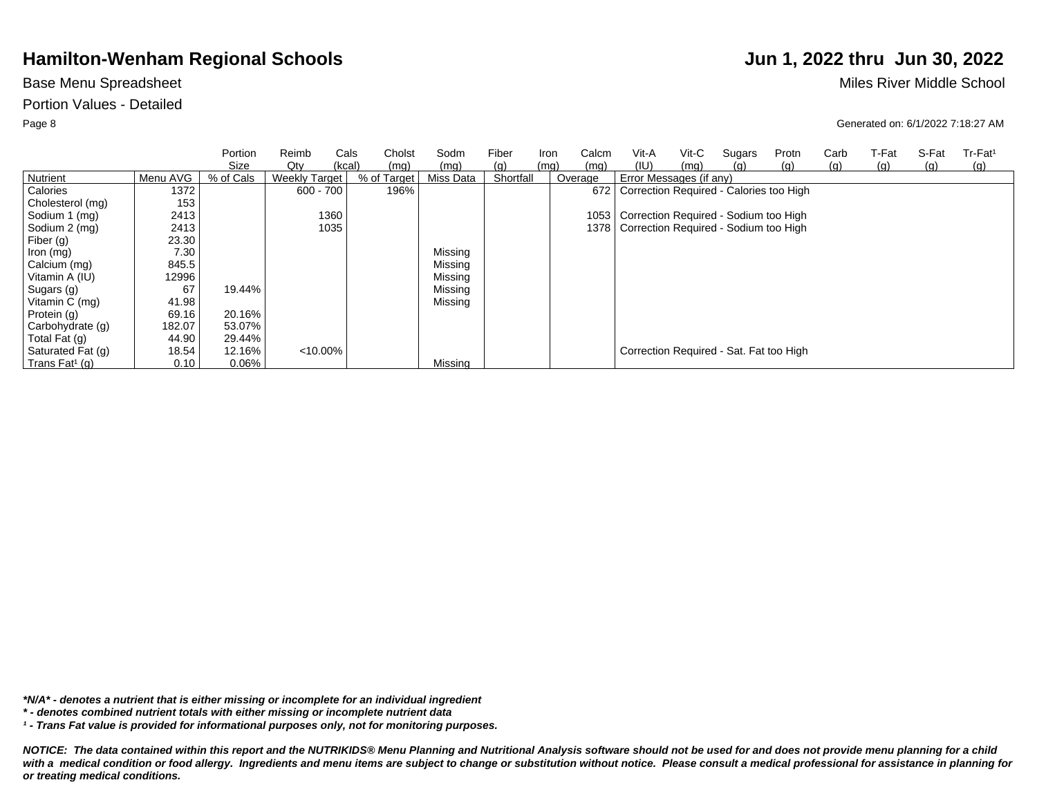# Hamilton-Wenham Regional Schools

**Jun 1, 2022 thru Jun 30, 2022**

Base Menu Spreadsheet

Miles River Middle School

Portion Values - Detailed

Generated on: 6/1/2022 7:18:27 AM

Portion Size | Reimb Qty | Cals (kcal) | Cholst (mg) | Sodm (mg) | Fiber (g) | Iron (mg) | Calcm (mg) | Vit-A (IU) | Vit-C (mg) | Sugars (g) | Protn (g) | Carb (g) | T-Fat (g) | S-Fat (g) | Tr-Fat[1] (g)

| Nutrient | Menu AVG | % of Cals | Weekly Target | % of Target | Miss Data | Shortfall | Overage | Error Messages (if any) |
|---|---|---|---|---|---|---|---|---|
| Calories | 1372 | | 600 - 700 | 196% | | | 672 | Correction Required - Calories too High |
| Cholesterol (mg) | 153 | | | | | | | |
| Sodium 1 (mg) | 2413 | | 1360 | | | | 1053 | Correction Required - Sodium too High |
| Sodium 2 (mg) | 2413 | | 1035 | | | | 1378 | Correction Required - Sodium too High |
| Fiber (g) | 23.30 | | | | | | | |
| Iron (mg) | 7.30 | | | | Missing | | | |
| Calcium (mg) | 845.5 | | | | Missing | | | |
| Vitamin A (IU) | 12996 | | | | Missing | | | |
| Sugars (g) | 67 | 19.44% | | | Missing | | | |
| Vitamin C (mg) | 41.98 | | | | Missing | | | |
| Protein (g) | 69.16 | 20.16% | | | | | | |
| Carbohydrate (g) | 182.07 | 53.07% | | | | | | |
| Total Fat (g) | 44.90 | 29.44% | | | | | | |
| Saturated Fat (g) | 18.54 | 12.16% | <10.00% | | | | | Correction Required - Sat. Fat too High |
| Trans Fat[1] (g) | 0.10 | 0.06% | | | Missing | | | |

***N/A* - denotes a nutrient that is either missing or incomplete for an individual ingredient**

***\* - denotes combined nutrient totals with either missing or incomplete nutrient data***

***[1] - Trans Fat value is provided for informational purposes only, not for monitoring purposes.***

***NOTICE: The data contained within this report and the NUTRIKIDS® Menu Planning and Nutritional Analysis software should not be used for and does not provide menu planning for a child with a medical condition or food allergy. Ingredients and menu items are subject to change or substitution without notice. Please consult a medical professional for assistance in planning for or treating medical conditions.***